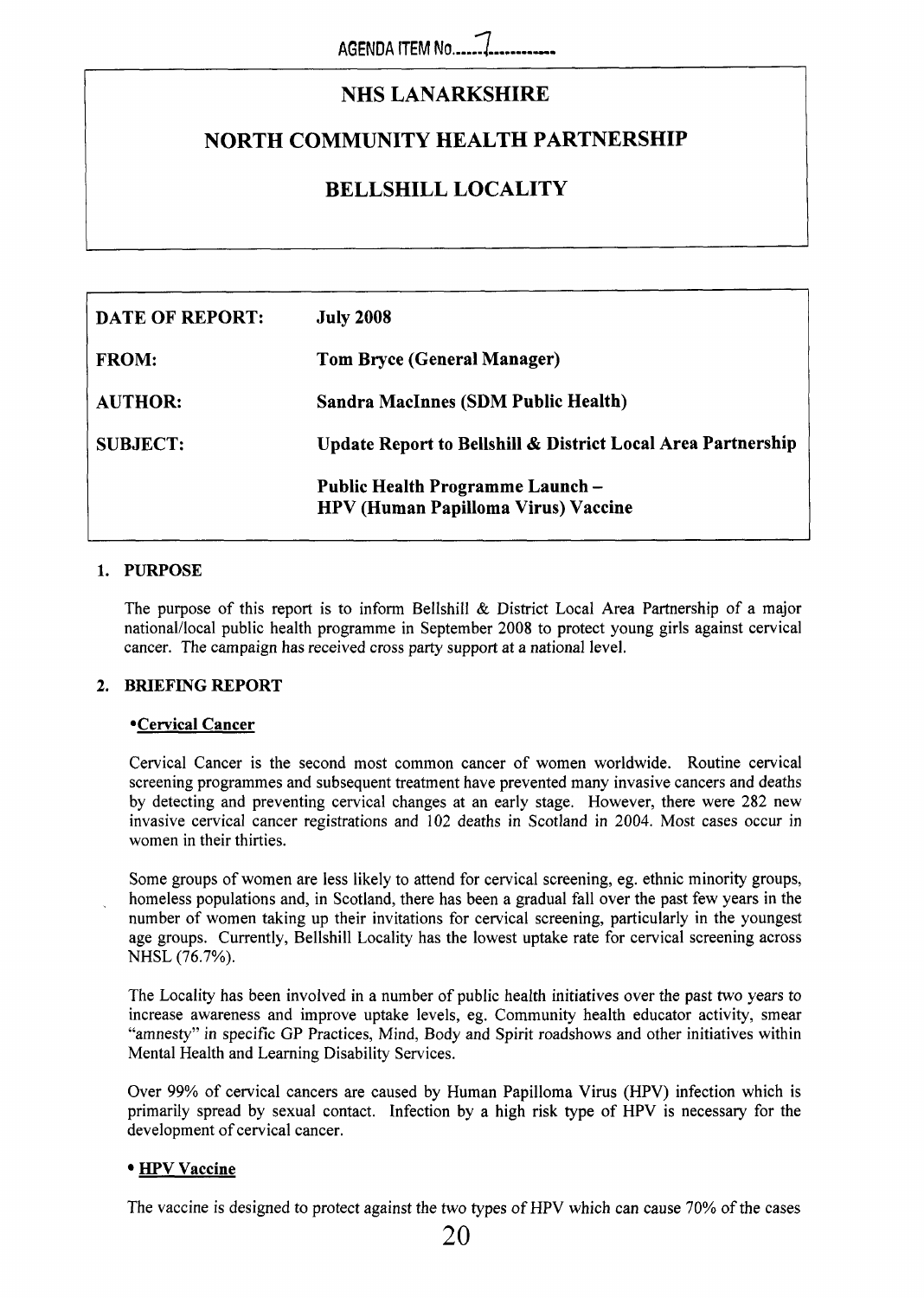AGENDA ITEM No. 7

# NHS LANARKSHIRE

# NORTH COMMUNITY HEALTH PARTNERSHIP

# BELLSHILL LOCALITY

| | |
|---|---|
| **DATE OF REPORT:** | **July 2008** |
| **FROM:** | **Tom Bryce (General Manager)** |
| **AUTHOR:** | **Sandra MacInnes (SDM Public Health)** |
| **SUBJECT:** | **Update Report to Bellshill & District Local Area Partnership** |
| | **Public Health Programme Launch – HPV (Human Papilloma Virus) Vaccine** |

## 1. PURPOSE

The purpose of this report is to inform Bellshill & District Local Area Partnership of a major national/local public health programme in September 2008 to protect young girls against cervical cancer. The campaign has received cross party support at a national level.

## 2. BRIEFING REPORT

### • Cervical Cancer

Cervical Cancer is the second most common cancer of women worldwide. Routine cervical screening programmes and subsequent treatment have prevented many invasive cancers and deaths by detecting and preventing cervical changes at an early stage. However, there were 282 new invasive cervical cancer registrations and 102 deaths in Scotland in 2004. Most cases occur in women in their thirties.

Some groups of women are less likely to attend for cervical screening, eg. ethnic minority groups, homeless populations and, in Scotland, there has been a gradual fall over the past few years in the number of women taking up their invitations for cervical screening, particularly in the youngest age groups. Currently, Bellshill Locality has the lowest uptake rate for cervical screening across NHSL (76.7%).

The Locality has been involved in a number of public health initiatives over the past two years to increase awareness and improve uptake levels, eg. Community health educator activity, smear "amnesty" in specific GP Practices, Mind, Body and Spirit roadshows and other initiatives within Mental Health and Learning Disability Services.

Over 99% of cervical cancers are caused by Human Papilloma Virus (HPV) infection which is primarily spread by sexual contact. Infection by a high risk type of HPV is necessary for the development of cervical cancer.

### • HPV Vaccine

The vaccine is designed to protect against the two types of HPV which can cause 70% of the cases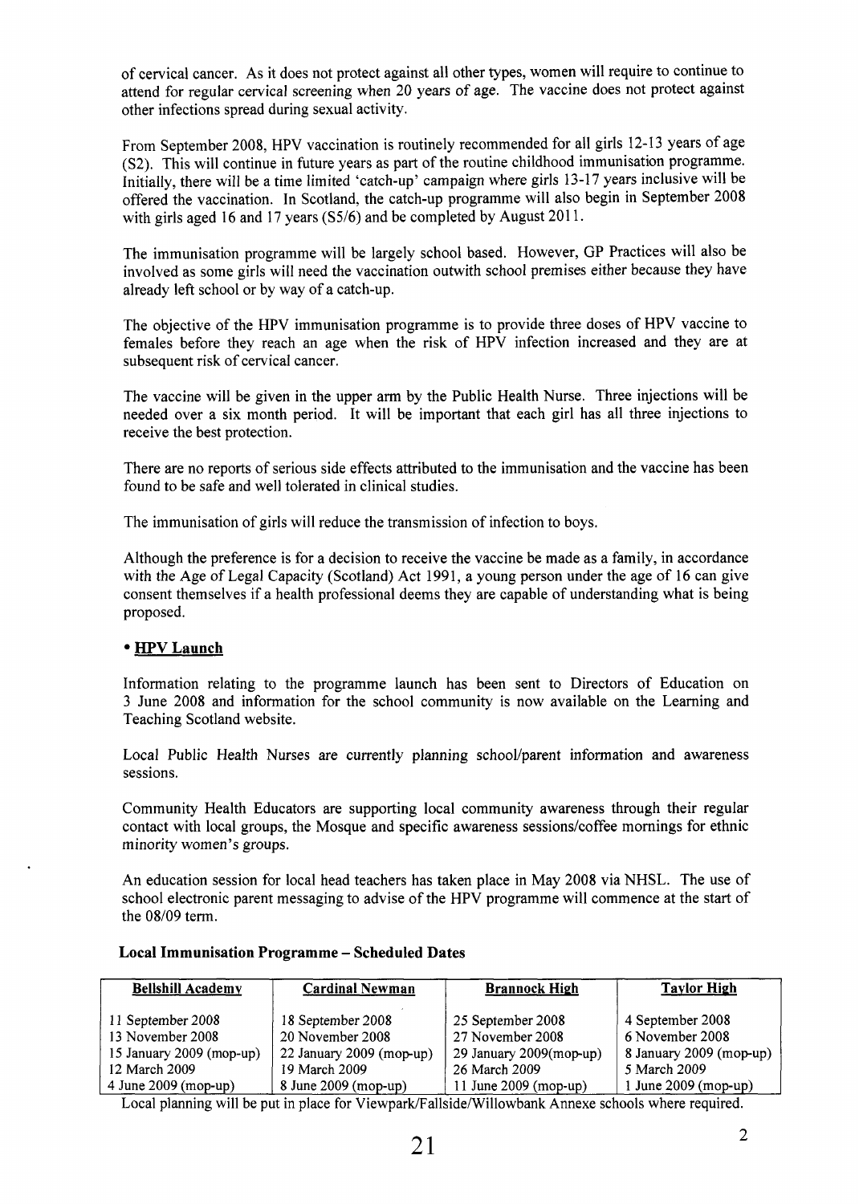of cervical cancer. As it does not protect against all other types, women will require to continue to attend for regular cervical screening when 20 years of age. The vaccine does not protect against other infections spread during sexual activity.

From September 2008, HPV vaccination is routinely recommended for all girls 12-13 years of age (S2). This will continue in future years as part of the routine childhood immunisation programme. Initially, there will be a time limited 'catch-up' campaign where girls 13-17 years inclusive will be offered the vaccination. In Scotland, the catch-up programme will also begin in September 2008 with girls aged 16 and 17 years (S5/6) and be completed by August 2011.

The immunisation programme will be largely school based. However, GP Practices will also be involved as some girls will need the vaccination outwith school premises either because they have already left school or by way of a catch-up.

The objective of the HPV immunisation programme is to provide three doses of HPV vaccine to females before they reach an age when the risk of HPV infection increased and they are at subsequent risk of cervical cancer.

The vaccine will be given in the upper arm by the Public Health Nurse. Three injections will be needed over a six month period. It will be important that each girl has all three injections to receive the best protection.

There are no reports of serious side effects attributed to the immunisation and the vaccine has been found to be safe and well tolerated in clinical studies.

The immunisation of girls will reduce the transmission of infection to boys.

Although the preference is for a decision to receive the vaccine be made as a family, in accordance with the Age of Legal Capacity (Scotland) Act 1991, a young person under the age of 16 can give consent themselves if a health professional deems they are capable of understanding what is being proposed.

- **HPV Launch**

Information relating to the programme launch has been sent to Directors of Education on 3 June 2008 and information for the school community is now available on the Learning and Teaching Scotland website.

Local Public Health Nurses are currently planning school/parent information and awareness sessions.

Community Health Educators are supporting local community awareness through their regular contact with local groups, the Mosque and specific awareness sessions/coffee mornings for ethnic minority women's groups.

An education session for local head teachers has taken place in May 2008 via NHSL. The use of school electronic parent messaging to advise of the HPV programme will commence at the start of the 08/09 term.

**Local Immunisation Programme – Scheduled Dates**

| Bellshill Academy | Cardinal Newman | Brannock High | Taylor High |
|---|---|---|---|
| 11 September 2008 | 18 September 2008 | 25 September 2008 | 4 September 2008 |
| 13 November 2008 | 20 November 2008 | 27 November 2008 | 6 November 2008 |
| 15 January 2009 (mop-up) | 22 January 2009 (mop-up) | 29 January 2009(mop-up) | 8 January 2009 (mop-up) |
| 12 March 2009 | 19 March 2009 | 26 March 2009 | 5 March 2009 |
| 4 June 2009 (mop-up) | 8 June 2009 (mop-up) | 11 June 2009 (mop-up) | 1 June 2009 (mop-up) |

Local planning will be put in place for Viewpark/Fallside/Willowbank Annexe schools where required.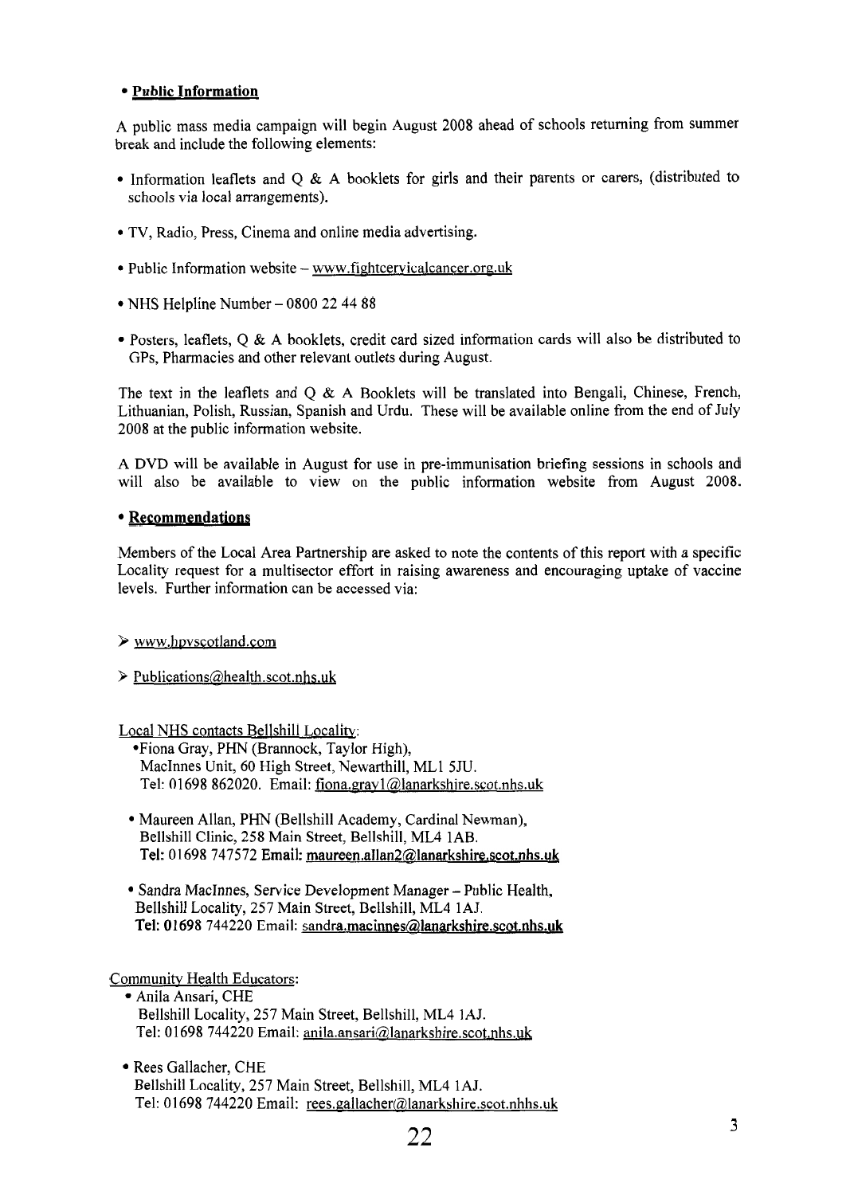- **Public Information**

A public mass media campaign will begin August 2008 ahead of schools returning from summer break and include the following elements:

- Information leaflets and Q & A booklets for girls and their parents or carers, (distributed to schools via local arrangements).
- TV, Radio, Press, Cinema and online media advertising.
- Public Information website – www.fightcervicalcancer.org.uk
- NHS Helpline Number – 0800 22 44 88
- Posters, leaflets, Q & A booklets, credit card sized information cards will also be distributed to GPs, Pharmacies and other relevant outlets during August.

The text in the leaflets and Q & A Booklets will be translated into Bengali, Chinese, French, Lithuanian, Polish, Russian, Spanish and Urdu. These will be available online from the end of July 2008 at the public information website.

A DVD will be available in August for use in pre-immunisation briefing sessions in schools and will also be available to view on the public information website from August 2008.

- **Recommendations**

Members of the Local Area Partnership are asked to note the contents of this report with a specific Locality request for a multisector effort in raising awareness and encouraging uptake of vaccine levels. Further information can be accessed via:

- www.hpvscotland.com
- Publications@health.scot.nhs.uk

Local NHS contacts Bellshill Locality:

- Fiona Gray, PHN (Brannock, Taylor High),
  MacInnes Unit, 60 High Street, Newarthill, ML1 5JU.
  Tel: 01698 862020. Email: fiona.gray1@lanarkshire.scot.nhs.uk

- Maureen Allan, PHN (Bellshill Academy, Cardinal Newman),
  Bellshill Clinic, 258 Main Street, Bellshill, ML4 1AB.
  **Tel:** 01698 747572 **Email: maureen.allan2@lanarkshire.scot.nhs.uk**

- Sandra MacInnes, Service Development Manager – Public Health,
  Bellshill Locality, 257 Main Street, Bellshill, ML4 1AJ.
  **Tel: 01698** 744220 Email: sandra.macinnes@lanarkshire.scot.nhs.uk

Community Health Educators:

- Anila Ansari, CHE
  Bellshill Locality, 257 Main Street, Bellshill, ML4 1AJ.
  Tel: 01698 744220 Email: anila.ansari@lanarkshire.scot.nhs.uk

- Rees Gallacher, CHE
  Bellshill Locality, 257 Main Street, Bellshill, ML4 1AJ.
  Tel: 01698 744220 Email: rees.gallacher@lanarkshire.scot.nhhs.uk